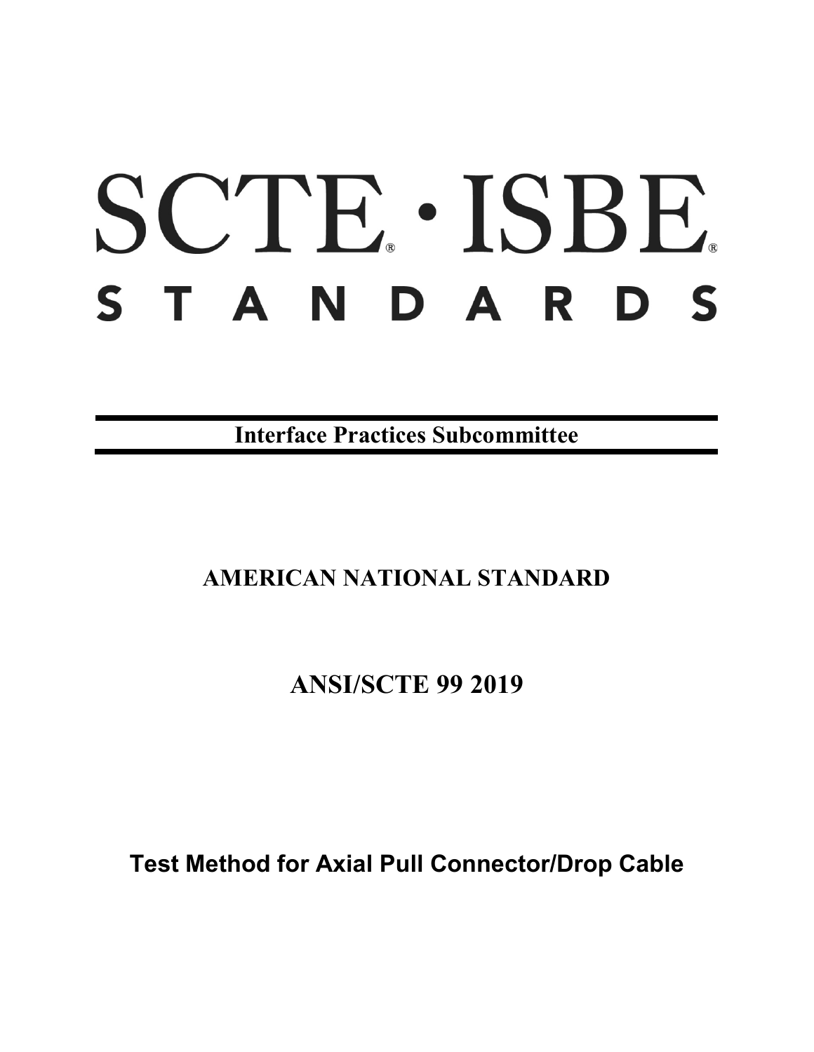# SCTE · ISBE STANDARDS

**Interface Practices Subcommittee**

**AMERICAN NATIONAL STANDARD**

**ANSI/SCTE 99 2019**

**Test Method for Axial Pull Connector/Drop Cable**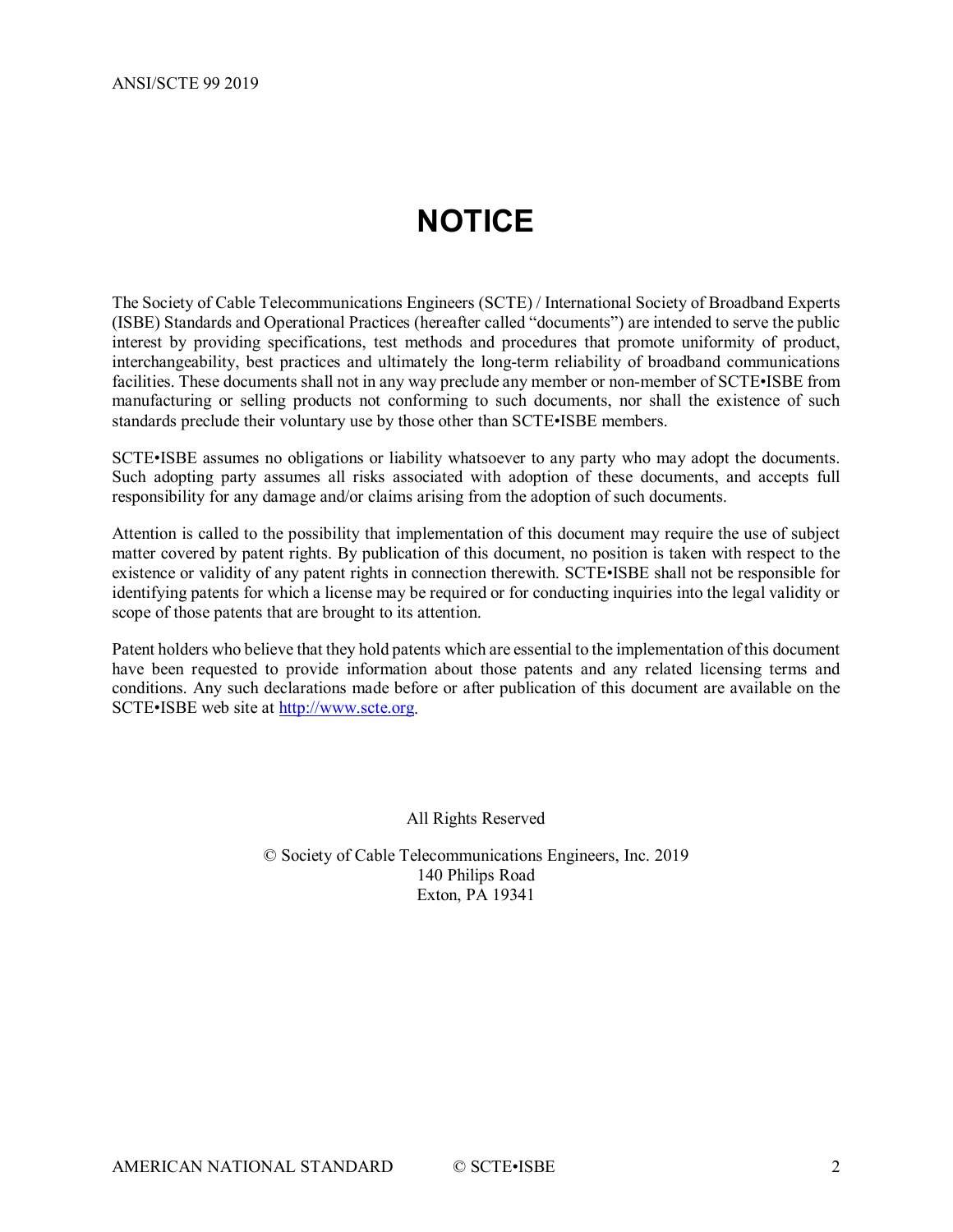# NOTICE

The Society of Cable Telecommunications Engineers (SCTE) / International Society of Broadband Experts (ISBE) Standards and Operational Practices (hereafter called "documents") are intended to serve the public interest by providing specifications, test methods and procedures that promote uniformity of product, interchangeability, best practices and ultimately the long-term reliability of broadband communications facilities. These documents shall not in any way preclude any member or non-member of SCTE•ISBE from manufacturing or selling products not conforming to such documents, nor shall the existence of such standards preclude their voluntary use by those other than SCTE•ISBE members.

SCTE•ISBE assumes no obligations or liability whatsoever to any party who may adopt the documents. Such adopting party assumes all risks associated with adoption of these documents, and accepts full responsibility for any damage and/or claims arising from the adoption of such documents.

Attention is called to the possibility that implementation of this document may require the use of subject matter covered by patent rights. By publication of this document, no position is taken with respect to the existence or validity of any patent rights in connection therewith. SCTE•ISBE shall not be responsible for identifying patents for which a license may be required or for conducting inquiries into the legal validity or scope of those patents that are brought to its attention.

Patent holders who believe that they hold patents which are essential to the implementation of this document have been requested to provide information about those patents and any related licensing terms and conditions. Any such declarations made before or after publication of this document are available on the SCTE•ISBE web site at http://www.scte.org.

All Rights Reserved

© Society of Cable Telecommunications Engineers, Inc. 2019
140 Philips Road
Exton, PA 19341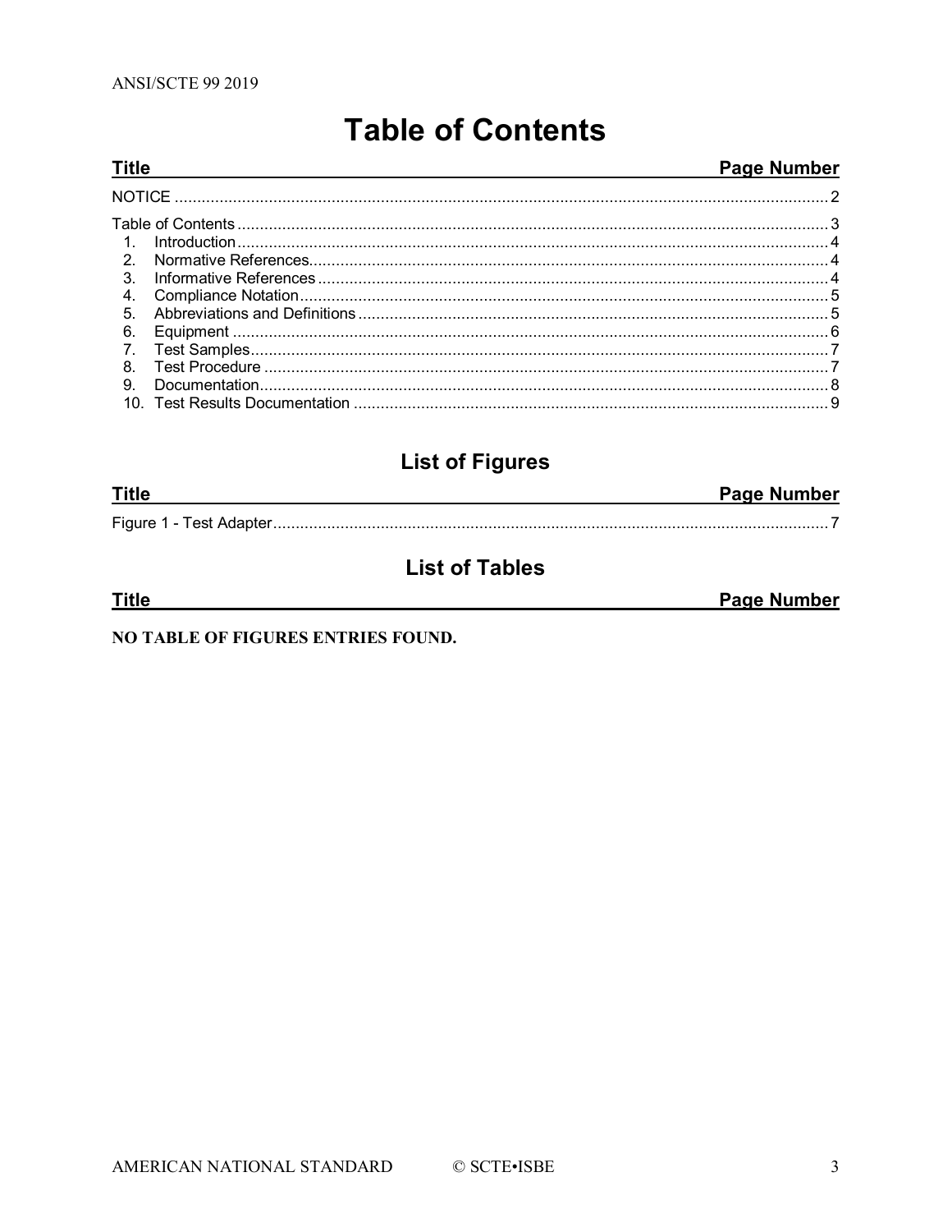# Table of Contents

| Title | Page Number |
| --- | --- |
| NOTICE | 2 |
| Table of Contents | 3 |
| 1. Introduction | 4 |
| 2. Normative References | 4 |
| 3. Informative References | 4 |
| 4. Compliance Notation | 5 |
| 5. Abbreviations and Definitions | 5 |
| 6. Equipment | 6 |
| 7. Test Samples | 7 |
| 8. Test Procedure | 7 |
| 9. Documentation | 8 |
| 10. Test Results Documentation | 9 |

## List of Figures

| Title | Page Number |
| --- | --- |
| Figure 1 - Test Adapter | 7 |

## List of Tables

| Title | Page Number |
| --- | --- |

**NO TABLE OF FIGURES ENTRIES FOUND.**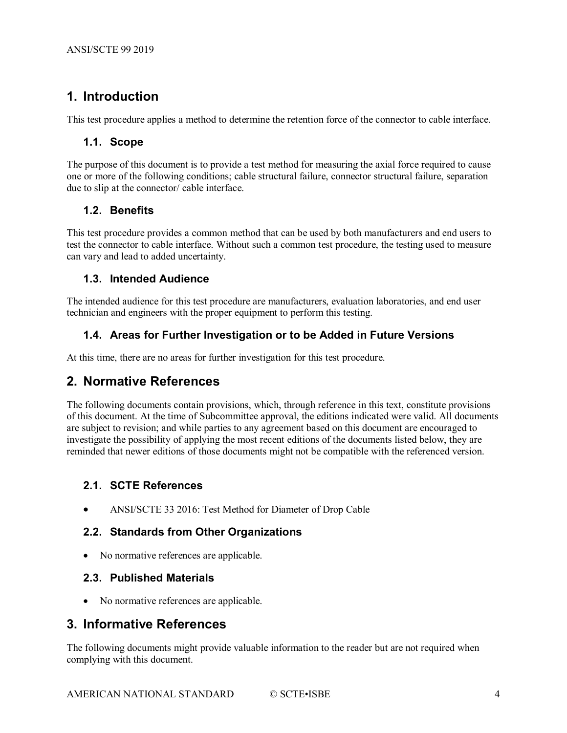# 1. Introduction

This test procedure applies a method to determine the retention force of the connector to cable interface.

## 1.1. Scope

The purpose of this document is to provide a test method for measuring the axial force required to cause one or more of the following conditions; cable structural failure, connector structural failure, separation due to slip at the connector/ cable interface.

## 1.2. Benefits

This test procedure provides a common method that can be used by both manufacturers and end users to test the connector to cable interface. Without such a common test procedure, the testing used to measure can vary and lead to added uncertainty.

## 1.3. Intended Audience

The intended audience for this test procedure are manufacturers, evaluation laboratories, and end user technician and engineers with the proper equipment to perform this testing.

## 1.4. Areas for Further Investigation or to be Added in Future Versions

At this time, there are no areas for further investigation for this test procedure.

# 2. Normative References

The following documents contain provisions, which, through reference in this text, constitute provisions of this document. At the time of Subcommittee approval, the editions indicated were valid. All documents are subject to revision; and while parties to any agreement based on this document are encouraged to investigate the possibility of applying the most recent editions of the documents listed below, they are reminded that newer editions of those documents might not be compatible with the referenced version.

## 2.1. SCTE References

- ANSI/SCTE 33 2016: Test Method for Diameter of Drop Cable

## 2.2. Standards from Other Organizations

- No normative references are applicable.

## 2.3. Published Materials

- No normative references are applicable.

# 3. Informative References

The following documents might provide valuable information to the reader but are not required when complying with this document.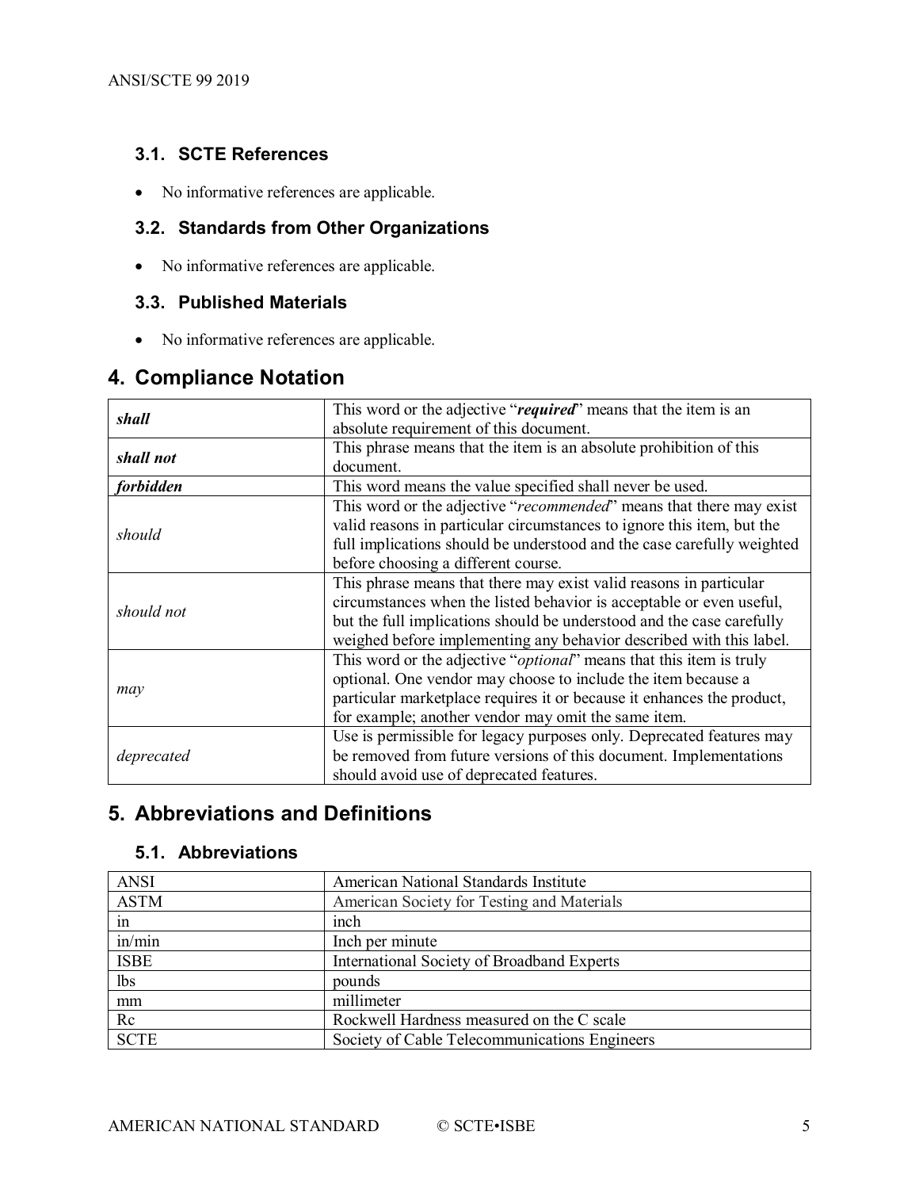### 3.1. SCTE References

- No informative references are applicable.

### 3.2. Standards from Other Organizations

- No informative references are applicable.

### 3.3. Published Materials

- No informative references are applicable.

## 4. Compliance Notation

| | |
|---|---|
| ***shall*** | This word or the adjective "***required***" means that the item is an absolute requirement of this document. |
| ***shall not*** | This phrase means that there may exist valid reasons in particular circumstances when the listed behavior is acceptable or even useful, but the full implications should be understood and the case carefully weighed before implementing any behavior described with this label. |
| ***forbidden*** | This word means the value specified shall never be used. |
| *should* | This word or the adjective "*recommended*" means that there may exist valid reasons in particular circumstances to ignore this item, but the full implications should be understood and the case carefully weighted before choosing a different course. |
| *should not* | This phrase means that there may exist valid reasons in particular circumstances when the listed behavior is acceptable or even useful, but the full implications should be understood and the case carefully weighed before implementing any behavior described with this label. |
| *may* | This word or the adjective "*optional*" means that this item is truly optional. One vendor may choose to include the item because a particular marketplace requires it or because it enhances the product, for example; another vendor may omit the same item. |
| *deprecated* | Use is permissible for legacy purposes only. Deprecated features may be removed from future versions of this document. Implementations should avoid use of deprecated features. |

## 5. Abbreviations and Definitions

### 5.1. Abbreviations

| | |
|---|---|
| ANSI | American National Standards Institute |
| ASTM | American Society for Testing and Materials |
| in | inch |
| in/min | Inch per minute |
| ISBE | International Society of Broadband Experts |
| lbs | pounds |
| mm | millimeter |
| Rc | Rockwell Hardness measured on the C scale |
| SCTE | Society of Cable Telecommunications Engineers |

### 3.1. SCTE References

- No informative references are applicable.

### 3.2. Standards from Other Organizations

- No informative references are applicable.

### 3.3. Published Materials

- No informative references are applicable.

## 4. Compliance Notation

| | |
|---|---|
| ***shall*** | This word or the adjective "***required***" means that the item is an absolute requirement of this document. |
| ***shall not*** | This phrase means that the item is an absolute prohibition of this document. |
| ***forbidden*** | This word means the value specified shall never be used. |
| *should* | This word or the adjective "*recommended*" means that there may exist valid reasons in particular circumstances to ignore this item, but the full implications should be understood and the case carefully weighted before choosing a different course. |
| *should not* | This phrase means that there may exist valid reasons in particular circumstances when the listed behavior is acceptable or even useful, but the full implications should be understood and the case carefully weighed before implementing any behavior described with this label. |
| *may* | This word or the adjective "*optional*" means that this item is truly optional. One vendor may choose to include the item because a particular marketplace requires it or because it enhances the product, for example; another vendor may omit the same item. |
| *deprecated* | Use is permissible for legacy purposes only. Deprecated features may be removed from future versions of this document. Implementations should avoid use of deprecated features. |

## 5. Abbreviations and Definitions

### 5.1. Abbreviations

| | |
|---|---|
| ANSI | American National Standards Institute |
| ASTM | American Society for Testing and Materials |
| in | inch |
| in/min | Inch per minute |
| ISBE | International Society of Broadband Experts |
| lbs | pounds |
| mm | millimeter |
| Rc | Rockwell Hardness measured on the C scale |
| SCTE | Society of Cable Telecommunications Engineers |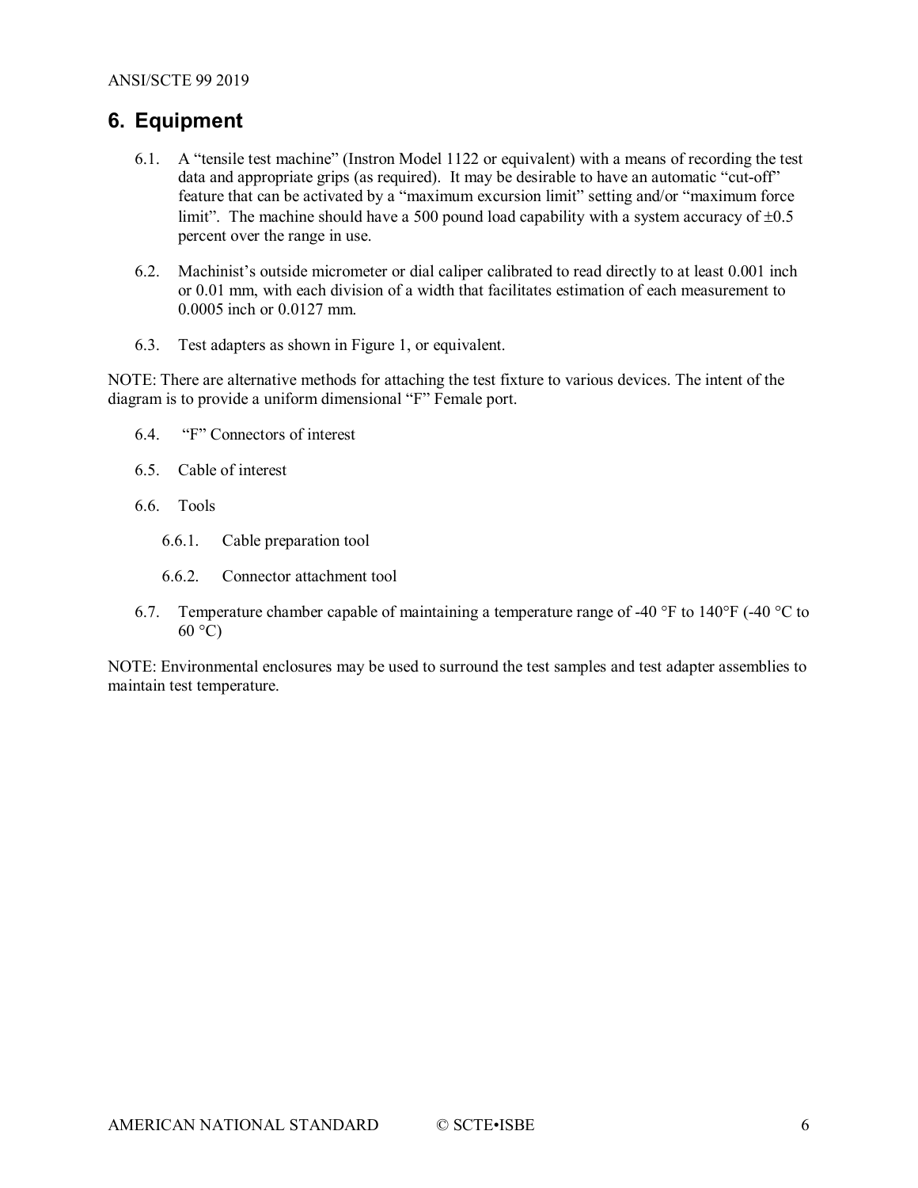## 6. Equipment

6.1. A "tensile test machine" (Instron Model 1122 or equivalent) with a means of recording the test data and appropriate grips (as required). It may be desirable to have an automatic "cut-off" feature that can be activated by a "maximum excursion limit" setting and/or "maximum force limit". The machine should have a 500 pound load capability with a system accuracy of ±0.5 percent over the range in use.

6.2. Machinist's outside micrometer or dial caliper calibrated to read directly to at least 0.001 inch or 0.01 mm, with each division of a width that facilitates estimation of each measurement to 0.0005 inch or 0.0127 mm.

6.3. Test adapters as shown in Figure 1, or equivalent.

NOTE: There are alternative methods for attaching the test fixture to various devices. The intent of the diagram is to provide a uniform dimensional "F" Female port.

6.4. "F" Connectors of interest

6.5. Cable of interest

6.6. Tools

6.6.1. Cable preparation tool

6.6.2. Connector attachment tool

6.7. Temperature chamber capable of maintaining a temperature range of -40 °F to 140°F (-40 °C to 60 °C)

NOTE: Environmental enclosures may be used to surround the test samples and test adapter assemblies to maintain test temperature.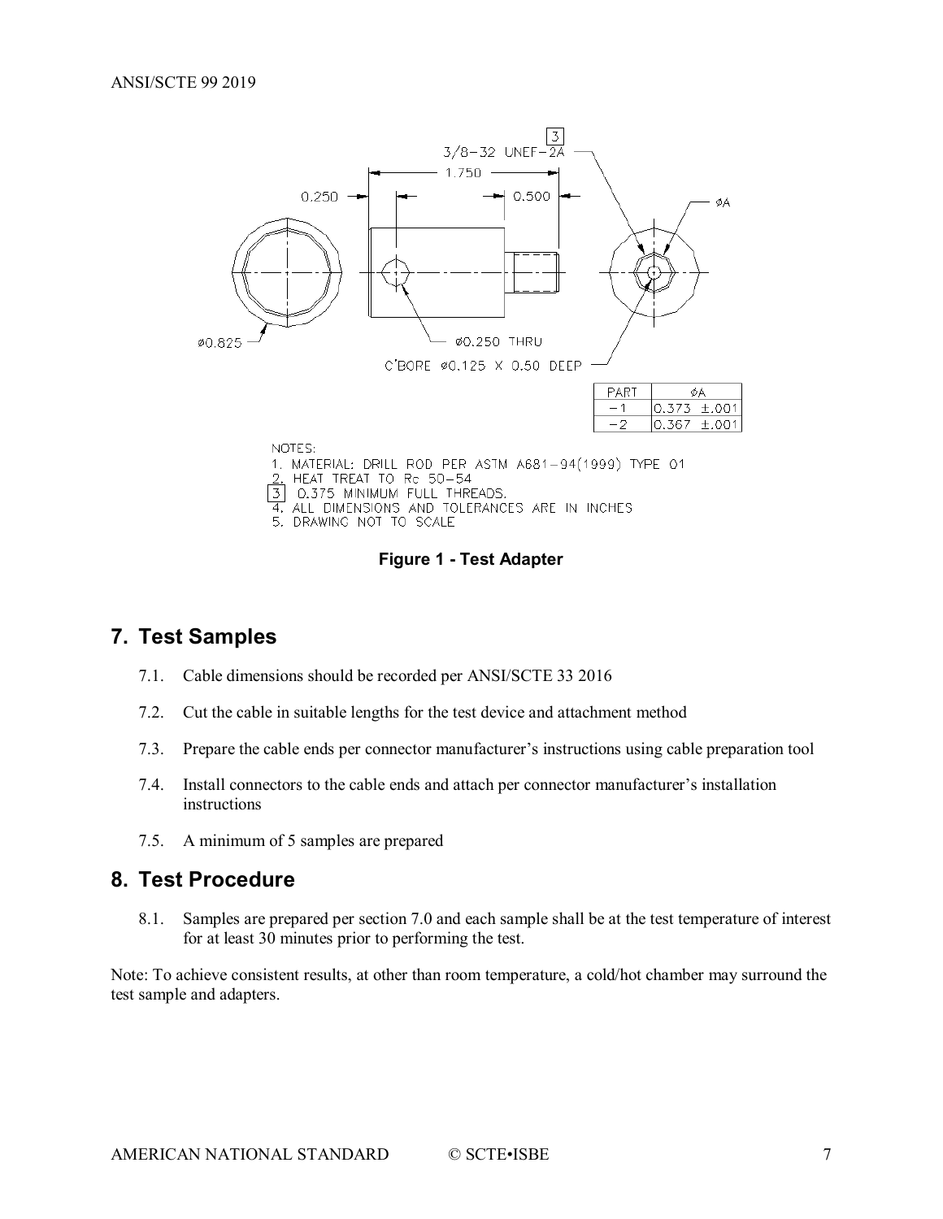| PART | ØA |
| --- | --- |
| -1 | 0.373 ±.001 |
| -2 | 0.367 ±.001 |

NOTES:
1. MATERIAL: DRILL ROD PER ASTM A681-94(1999) TYPE 01
2. HEAT TREAT TO Rc 50-54
3. 0.375 MINIMUM FULL THREADS.
4. ALL DIMENSIONS AND TOLERANCES ARE IN INCHES
5. DRAWING NOT TO SCALE

**Figure 1 - Test Adapter**

## 7. Test Samples

7.1. Cable dimensions should be recorded per ANSI/SCTE 33 2016

7.2. Cut the cable in suitable lengths for the test device and attachment method

7.3. Prepare the cable ends per connector manufacturer's instructions using cable preparation tool

7.4. Install connectors to the cable ends and attach per connector manufacturer's installation instructions

7.5. A minimum of 5 samples are prepared

## 8. Test Procedure

8.1. Samples are prepared per section 7.0 and each sample shall be at the test temperature of interest for at least 30 minutes prior to performing the test.

Note: To achieve consistent results, at other than room temperature, a cold/hot chamber may surround the test sample and adapters.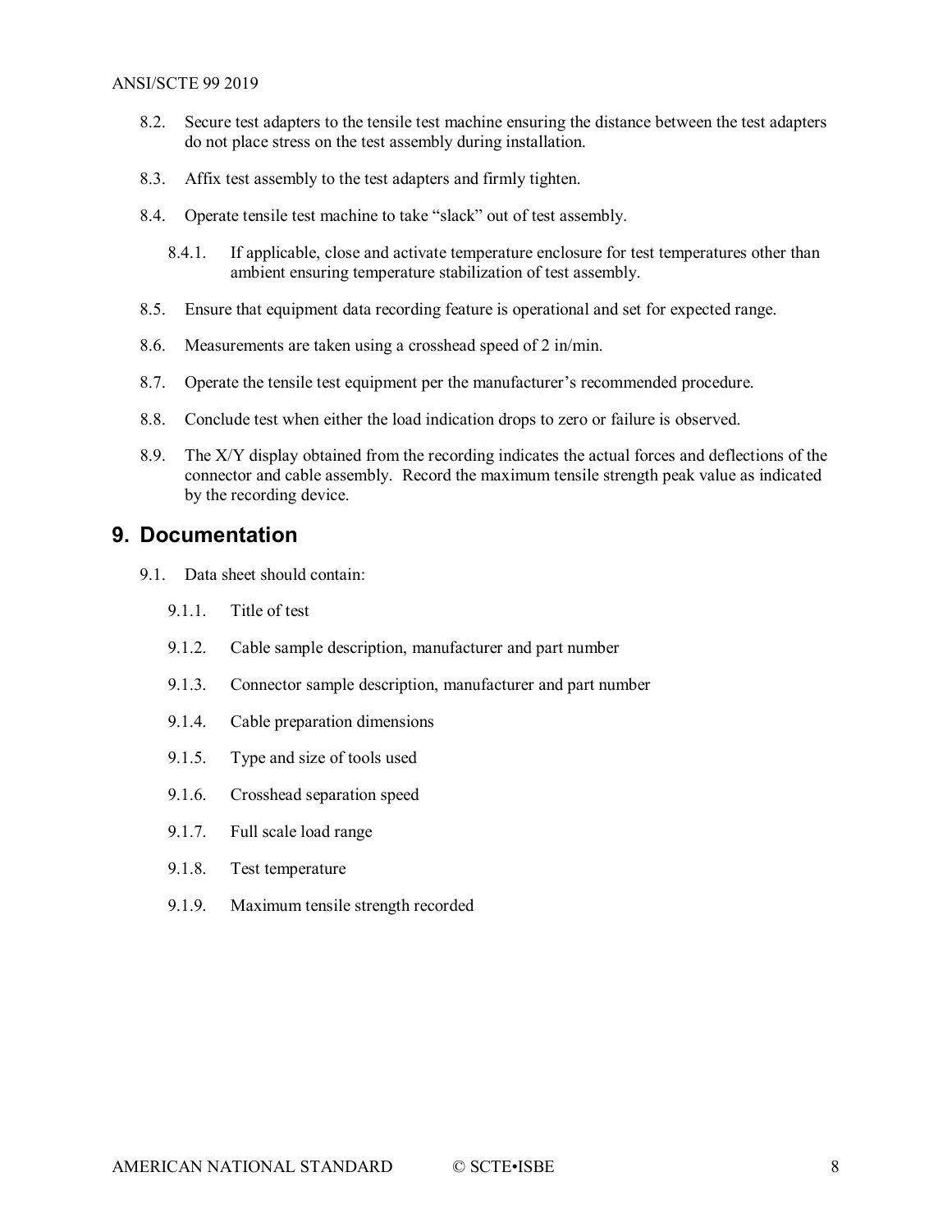8.2. Secure test adapters to the tensile test machine ensuring the distance between the test adapters do not place stress on the test assembly during installation.

8.3. Affix test assembly to the test adapters and firmly tighten.

8.4. Operate tensile test machine to take "slack" out of test assembly.

   8.4.1. If applicable, close and activate temperature enclosure for test temperatures other than ambient ensuring temperature stabilization of test assembly.

8.5. Ensure that equipment data recording feature is operational and set for expected range.

8.6. Measurements are taken using a crosshead speed of 2 in/min.

8.7. Operate the tensile test equipment per the manufacturer's recommended procedure.

8.8. Conclude test when either the load indication drops to zero or failure is observed.

8.9. The X/Y display obtained from the recording indicates the actual forces and deflections of the connector and cable assembly. Record the maximum tensile strength peak value as indicated by the recording device.

## 9. Documentation

9.1. Data sheet should contain:

   9.1.1. Title of test

   9.1.2. Cable sample description, manufacturer and part number

   9.1.3. Connector sample description, manufacturer and part number

   9.1.4. Cable preparation dimensions

   9.1.5. Type and size of tools used

   9.1.6. Crosshead separation speed

   9.1.7. Full scale load range

   9.1.8. Test temperature

   9.1.9. Maximum tensile strength recorded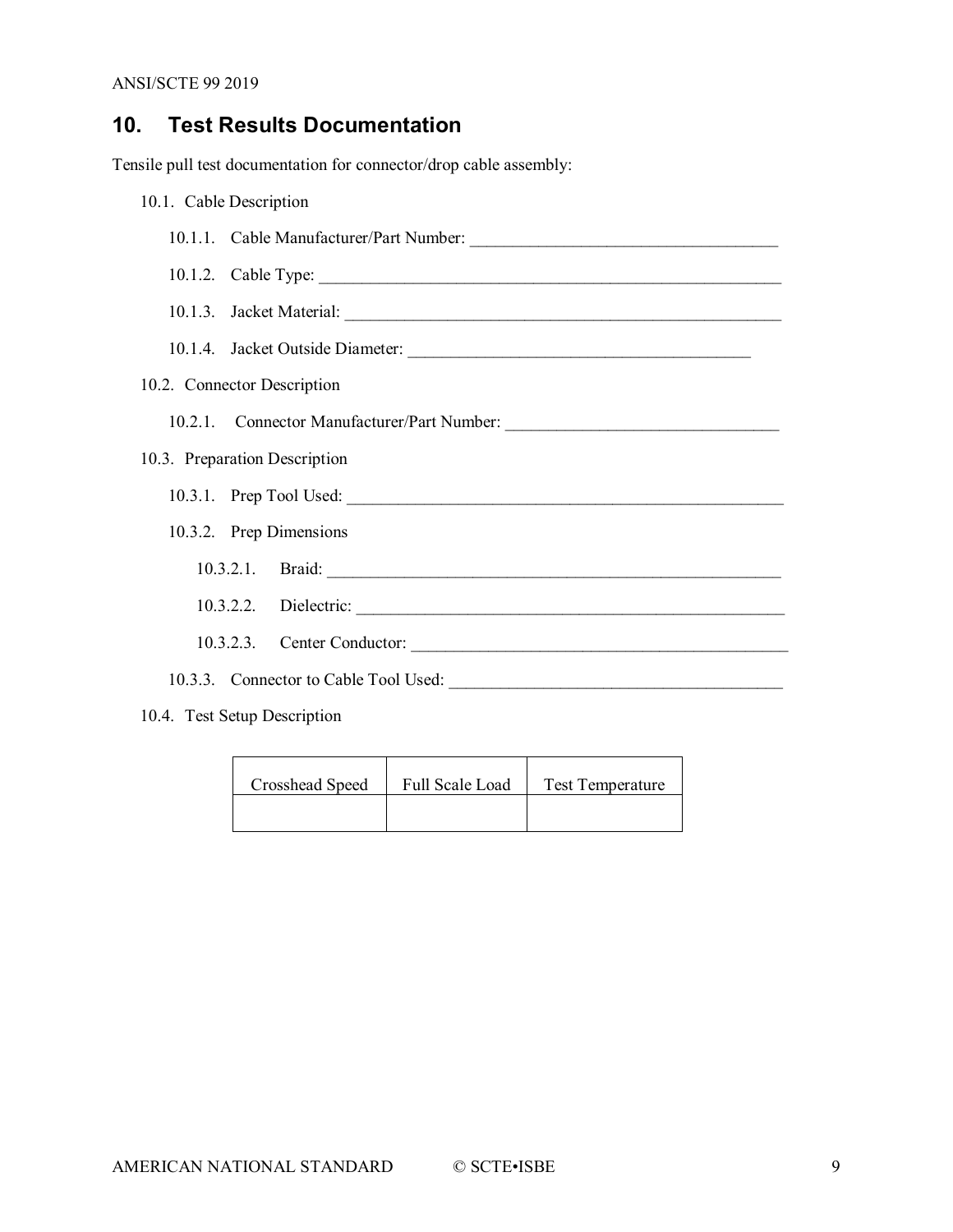## 10. Test Results Documentation

Tensile pull test documentation for connector/drop cable assembly:

10.1. Cable Description

10.1.1. Cable Manufacturer/Part Number: ____________________________________

10.1.2. Cable Type: ________________________________________________________

10.1.3. Jacket Material: ____________________________________________________

10.1.4. Jacket Outside Diameter: ________________________________________

10.2. Connector Description

10.2.1. Connector Manufacturer/Part Number: ________________________________

10.3. Preparation Description

10.3.1. Prep Tool Used: ____________________________________________________

10.3.2. Prep Dimensions

10.3.2.1. Braid: ______________________________________________________

10.3.2.2. Dielectric: __________________________________________________

10.3.2.3. Center Conductor: ____________________________________________

10.3.3. Connector to Cable Tool Used: ______________________________________

10.4. Test Setup Description

| Crosshead Speed | Full Scale Load | Test Temperature |
|---|---|---|
| | | |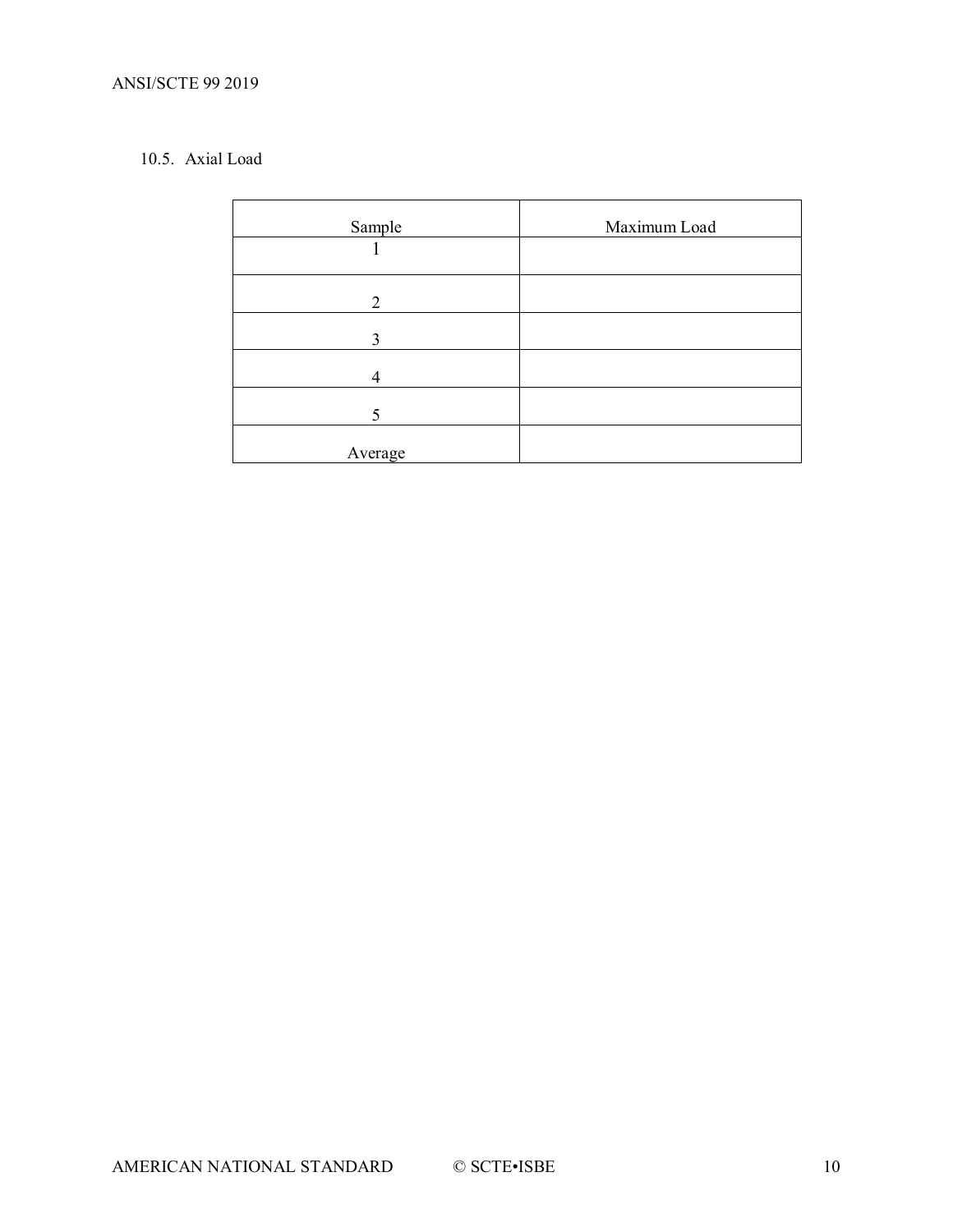### 10.5. Axial Load

| Sample | Maximum Load |
| --- | --- |
| 1 | |
| 2 | |
| 3 | |
| 4 | |
| 5 | |
| Average | |